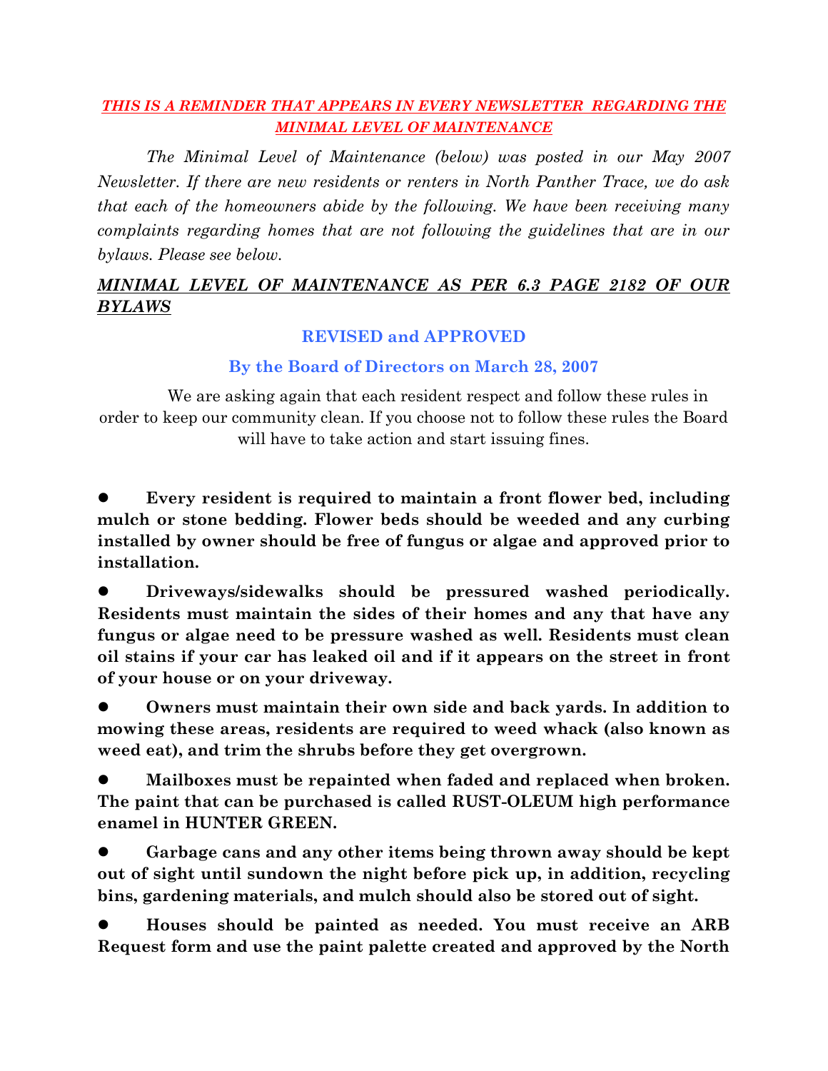***THIS IS A REMINDER THAT APPEARS IN EVERY NEWSLETTER REGARDING THE MINIMAL LEVEL OF MAINTENANCE***

*The Minimal Level of Maintenance (below) was posted in our May 2007 Newsletter. If there are new residents or renters in North Panther Trace, we do ask that each of the homeowners abide by the following. We have been receiving many complaints regarding homes that are not following the guidelines that are in our bylaws. Please see below.*

***MINIMAL LEVEL OF MAINTENANCE AS PER 6.3 PAGE 2182 OF OUR BYLAWS***

**REVISED and APPROVED**

**By the Board of Directors on March 28, 2007**

We are asking again that each resident respect and follow these rules in order to keep our community clean. If you choose not to follow these rules the Board will have to take action and start issuing fines.

- **Every resident is required to maintain a front flower bed, including mulch or stone bedding. Flower beds should be weeded and any curbing installed by owner should be free of fungus or algae and approved prior to installation.**
- **Driveways/sidewalks should be pressured washed periodically. Residents must maintain the sides of their homes and any that have any fungus or algae need to be pressure washed as well. Residents must clean oil stains if your car has leaked oil and if it appears on the street in front of your house or on your driveway.**
- **Owners must maintain their own side and back yards. In addition to mowing these areas, residents are required to weed whack (also known as weed eat), and trim the shrubs before they get overgrown.**
- **Mailboxes must be repainted when faded and replaced when broken. The paint that can be purchased is called RUST-OLEUM high performance enamel in HUNTER GREEN.**
- **Garbage cans and any other items being thrown away should be kept out of sight until sundown the night before pick up, in addition, recycling bins, gardening materials, and mulch should also be stored out of sight.**
- **Houses should be painted as needed. You must receive an ARB Request form and use the paint palette created and approved by the North**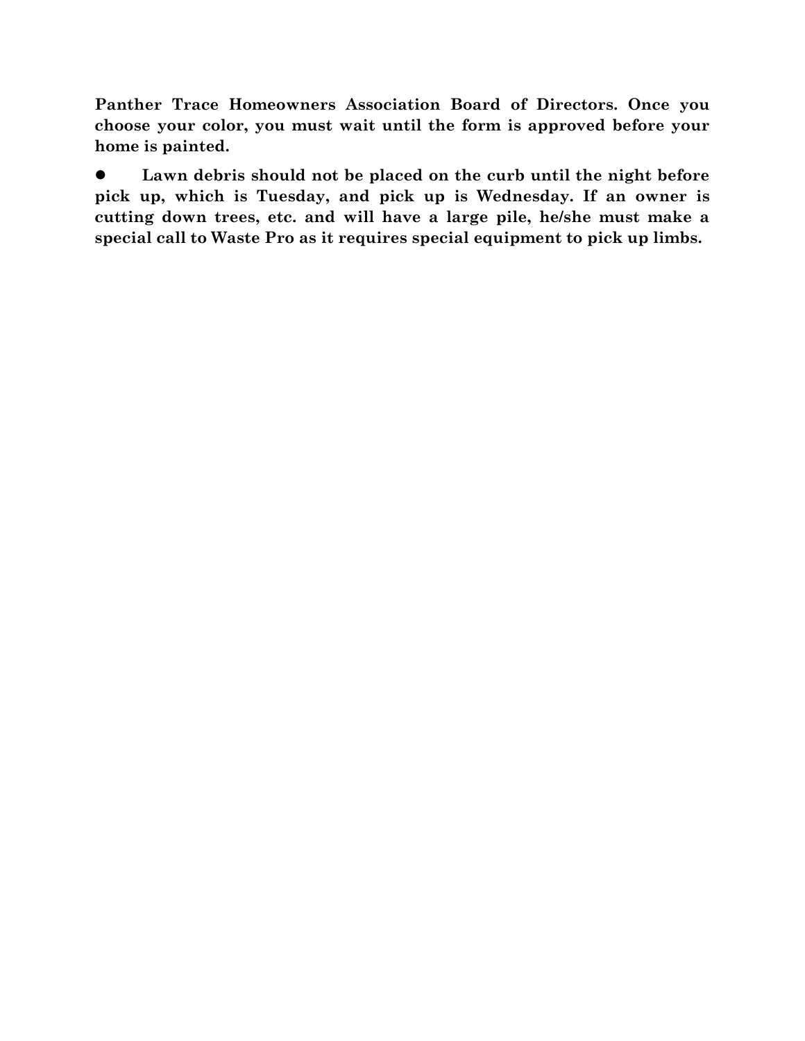**Panther Trace Homeowners Association Board of Directors. Once you choose your color, you must wait until the form is approved before your home is painted.**

- **Lawn debris should not be placed on the curb until the night before pick up, which is Tuesday, and pick up is Wednesday. If an owner is cutting down trees, etc. and will have a large pile, he/she must make a special call to Waste Pro as it requires special equipment to pick up limbs.**